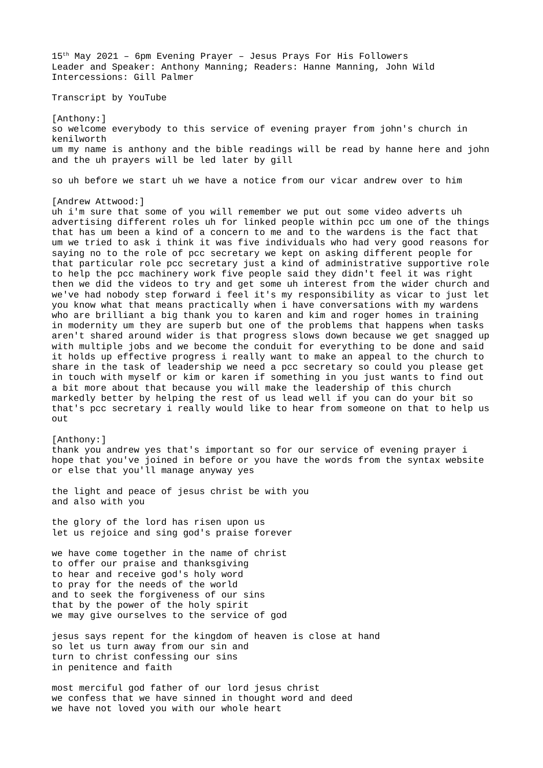15th May 2021 – 6pm Evening Prayer – Jesus Prays For His Followers
Leader and Speaker: Anthony Manning; Readers: Hanne Manning, John Wild
Intercessions: Gill Palmer

Transcript by YouTube

[Anthony:]
so welcome everybody to this service of evening prayer from john's church in kenilworth
um my name is anthony and the bible readings will be read by hanne here and john and the uh prayers will be led later by gill

so uh before we start uh we have a notice from our vicar andrew over to him

[Andrew Attwood:]
uh i'm sure that some of you will remember we put out some video adverts uh advertising different roles uh for linked people within pcc um one of the things that has um been a kind of a concern to me and to the wardens is the fact that um we tried to ask i think it was five individuals who had very good reasons for saying no to the role of pcc secretary we kept on asking different people for that particular role pcc secretary just a kind of administrative supportive role to help the pcc machinery work five people said they didn't feel it was right then we did the videos to try and get some uh interest from the wider church and we've had nobody step forward i feel it's my responsibility as vicar to just let you know what that means practically when i have conversations with my wardens who are brilliant a big thank you to karen and kim and roger homes in training in modernity um they are superb but one of the problems that happens when tasks aren't shared around wider is that progress slows down because we get snagged up with multiple jobs and we become the conduit for everything to be done and said it holds up effective progress i really want to make an appeal to the church to share in the task of leadership we need a pcc secretary so could you please get in touch with myself or kim or karen if something in you just wants to find out a bit more about that because you will make the leadership of this church markedly better by helping the rest of us lead well if you can do your bit so that's pcc secretary i really would like to hear from someone on that to help us out

[Anthony:]
thank you andrew yes that's important so for our service of evening prayer i hope that you've joined in before or you have the words from the syntax website or else that you'll manage anyway yes

the light and peace of jesus christ be with you
and also with you

the glory of the lord has risen upon us
let us rejoice and sing god's praise forever

we have come together in the name of christ
to offer our praise and thanksgiving
to hear and receive god's holy word
to pray for the needs of the world
and to seek the forgiveness of our sins
that by the power of the holy spirit
we may give ourselves to the service of god

jesus says repent for the kingdom of heaven is close at hand
so let us turn away from our sin and
turn to christ confessing our sins
in penitence and faith

most merciful god father of our lord jesus christ
we confess that we have sinned in thought word and deed
we have not loved you with our whole heart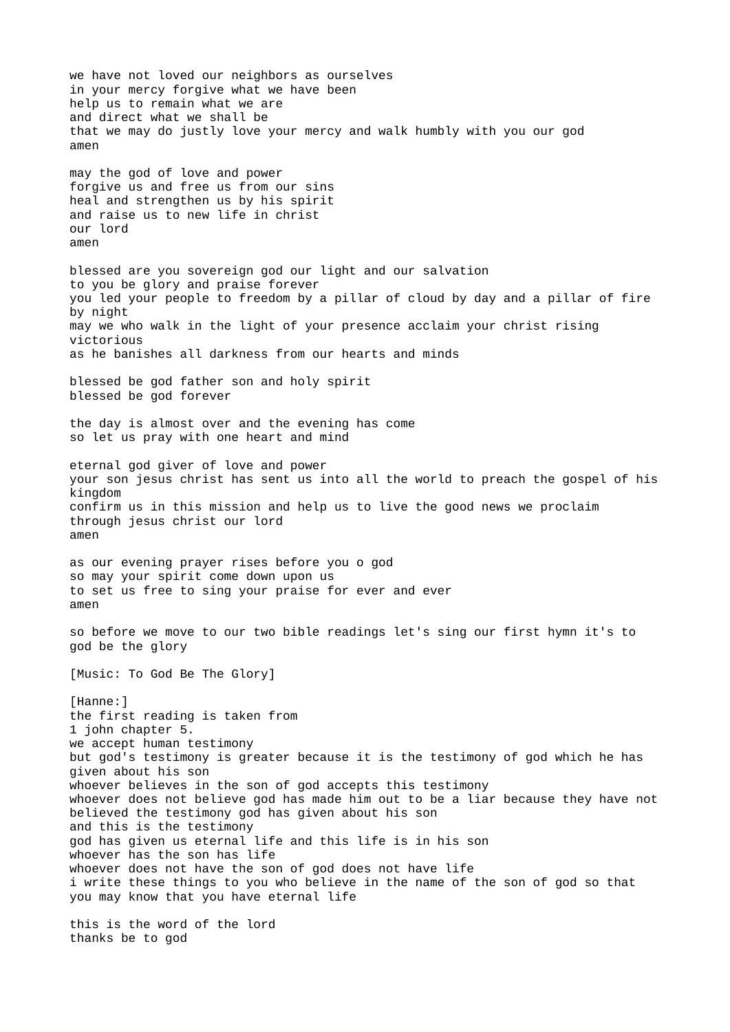we have not loved our neighbors as ourselves
in your mercy forgive what we have been
help us to remain what we are
and direct what we shall be
that we may do justly love your mercy and walk humbly with you our god
amen

may the god of love and power
forgive us and free us from our sins
heal and strengthen us by his spirit
and raise us to new life in christ
our lord
amen

blessed are you sovereign god our light and our salvation
to you be glory and praise forever
you led your people to freedom by a pillar of cloud by day and a pillar of fire by night
may we who walk in the light of your presence acclaim your christ rising victorious
as he banishes all darkness from our hearts and minds

blessed be god father son and holy spirit
blessed be god forever

the day is almost over and the evening has come
so let us pray with one heart and mind

eternal god giver of love and power
your son jesus christ has sent us into all the world to preach the gospel of his kingdom
confirm us in this mission and help us to live the good news we proclaim
through jesus christ our lord
amen

as our evening prayer rises before you o god
so may your spirit come down upon us
to set us free to sing your praise for ever and ever
amen

so before we move to our two bible readings let's sing our first hymn it's to god be the glory

[Music: To God Be The Glory]

[Hanne:]
the first reading is taken from
1 john chapter 5.
we accept human testimony
but god's testimony is greater because it is the testimony of god which he has given about his son
whoever believes in the son of god accepts this testimony
whoever does not believe god has made him out to be a liar because they have not believed the testimony god has given about his son
and this is the testimony
god has given us eternal life and this life is in his son
whoever has the son has life
whoever does not have the son of god does not have life
i write these things to you who believe in the name of the son of god so that you may know that you have eternal life

this is the word of the lord
thanks be to god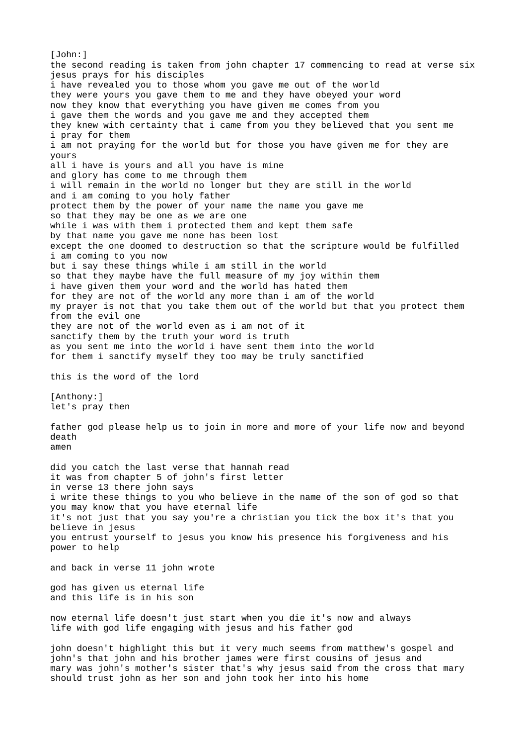[John:]
the second reading is taken from john chapter 17 commencing to read at verse six
jesus prays for his disciples
i have revealed you to those whom you gave me out of the world
they were yours you gave them to me and they have obeyed your word
now they know that everything you have given me comes from you
i gave them the words and you gave me and they accepted them
they knew with certainty that i came from you they believed that you sent me
i pray for them
i am not praying for the world but for those you have given me for they are yours
all i have is yours and all you have is mine
and glory has come to me through them
i will remain in the world no longer but they are still in the world
and i am coming to you holy father
protect them by the power of your name the name you gave me
so that they may be one as we are one
while i was with them i protected them and kept them safe
by that name you gave me none has been lost
except the one doomed to destruction so that the scripture would be fulfilled
i am coming to you now
but i say these things while i am still in the world
so that they maybe have the full measure of my joy within them
i have given them your word and the world has hated them
for they are not of the world any more than i am of the world
my prayer is not that you take them out of the world but that you protect them from the evil one
they are not of the world even as i am not of it
sanctify them by the truth your word is truth
as you sent me into the world i have sent them into the world
for them i sanctify myself they too may be truly sanctified

this is the word of the lord

[Anthony:]
let's pray then

father god please help us to join in more and more of your life now and beyond death
amen

did you catch the last verse that hannah read
it was from chapter 5 of john's first letter
in verse 13 there john says
i write these things to you who believe in the name of the son of god so that you may know that you have eternal life
it's not just that you say you're a christian you tick the box it's that you believe in jesus
you entrust yourself to jesus you know his presence his forgiveness and his power to help

and back in verse 11 john wrote

god has given us eternal life
and this life is in his son

now eternal life doesn't just start when you die it's now and always
life with god life engaging with jesus and his father god

john doesn't highlight this but it very much seems from matthew's gospel and john's that john and his brother james were first cousins of jesus and mary was john's mother's sister that's why jesus said from the cross that mary should trust john as her son and john took her into his home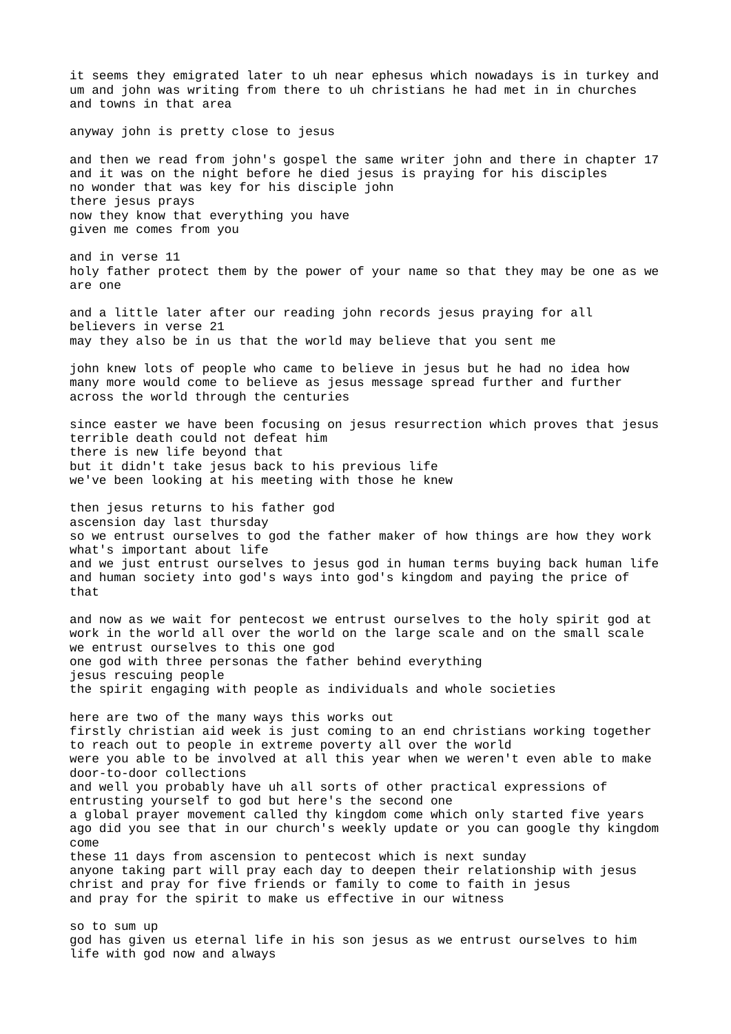it seems they emigrated later to uh near ephesus which nowadays is in turkey and um and john was writing from there to uh christians he had met in in churches and towns in that area

anyway john is pretty close to jesus

and then we read from john's gospel the same writer john and there in chapter 17 and it was on the night before he died jesus is praying for his disciples
no wonder that was key for his disciple john
there jesus prays
now they know that everything you have given me comes from you

and in verse 11
holy father protect them by the power of your name so that they may be one as we are one

and a little later after our reading john records jesus praying for all believers in verse 21
may they also be in us that the world may believe that you sent me

john knew lots of people who came to believe in jesus but he had no idea how many more would come to believe as jesus message spread further and further across the world through the centuries

since easter we have been focusing on jesus resurrection which proves that jesus terrible death could not defeat him
there is new life beyond that
but it didn't take jesus back to his previous life
we've been looking at his meeting with those he knew

then jesus returns to his father god
ascension day last thursday
so we entrust ourselves to god the father maker of how things are how they work what's important about life
and we just entrust ourselves to jesus god in human terms buying back human life and human society into god's ways into god's kingdom and paying the price of that

and now as we wait for pentecost we entrust ourselves to the holy spirit god at work in the world all over the world on the large scale and on the small scale
we entrust ourselves to this one god
one god with three personas the father behind everything
jesus rescuing people
the spirit engaging with people as individuals and whole societies

here are two of the many ways this works out
firstly christian aid week is just coming to an end christians working together to reach out to people in extreme poverty all over the world
were you able to be involved at all this year when we weren't even able to make door-to-door collections
and well you probably have uh all sorts of other practical expressions of entrusting yourself to god but here's the second one
a global prayer movement called thy kingdom come which only started five years ago did you see that in our church's weekly update or you can google thy kingdom come
these 11 days from ascension to pentecost which is next sunday
anyone taking part will pray each day to deepen their relationship with jesus christ and pray for five friends or family to come to faith in jesus
and pray for the spirit to make us effective in our witness

so to sum up
god has given us eternal life in his son jesus as we entrust ourselves to him life with god now and always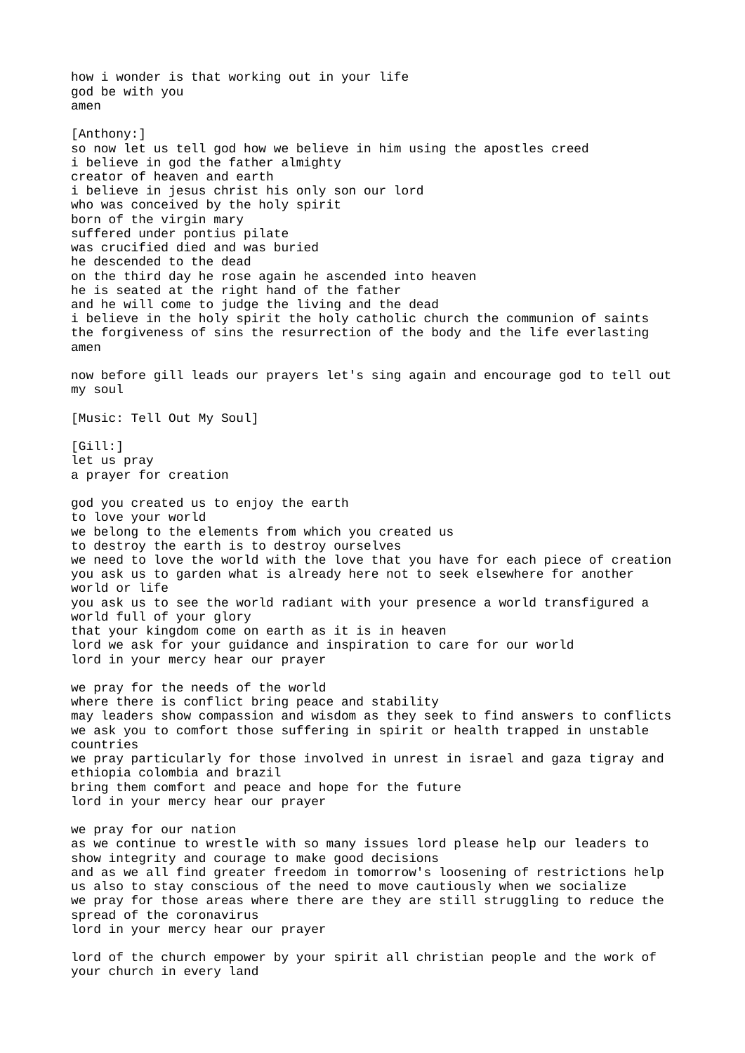how i wonder is that working out in your life
god be with you
amen

[Anthony:]
so now let us tell god how we believe in him using the apostles creed
i believe in god the father almighty
creator of heaven and earth
i believe in jesus christ his only son our lord
who was conceived by the holy spirit
born of the virgin mary
suffered under pontius pilate
was crucified died and was buried
he descended to the dead
on the third day he rose again he ascended into heaven
he is seated at the right hand of the father
and he will come to judge the living and the dead
i believe in the holy spirit the holy catholic church the communion of saints
the forgiveness of sins the resurrection of the body and the life everlasting
amen

now before gill leads our prayers let's sing again and encourage god to tell out my soul

[Music: Tell Out My Soul]

[Gill:]
let us pray
a prayer for creation

god you created us to enjoy the earth
to love your world
we belong to the elements from which you created us
to destroy the earth is to destroy ourselves
we need to love the world with the love that you have for each piece of creation
you ask us to garden what is already here not to seek elsewhere for another world or life
you ask us to see the world radiant with your presence a world transfigured a world full of your glory
that your kingdom come on earth as it is in heaven
lord we ask for your guidance and inspiration to care for our world
lord in your mercy hear our prayer

we pray for the needs of the world
where there is conflict bring peace and stability
may leaders show compassion and wisdom as they seek to find answers to conflicts
we ask you to comfort those suffering in spirit or health trapped in unstable countries
we pray particularly for those involved in unrest in israel and gaza tigray and ethiopia colombia and brazil
bring them comfort and peace and hope for the future
lord in your mercy hear our prayer

we pray for our nation
as we continue to wrestle with so many issues lord please help our leaders to show integrity and courage to make good decisions
and as we all find greater freedom in tomorrow's loosening of restrictions help us also to stay conscious of the need to move cautiously when we socialize
we pray for those areas where there are they are still struggling to reduce the spread of the coronavirus
lord in your mercy hear our prayer

lord of the church empower by your spirit all christian people and the work of your church in every land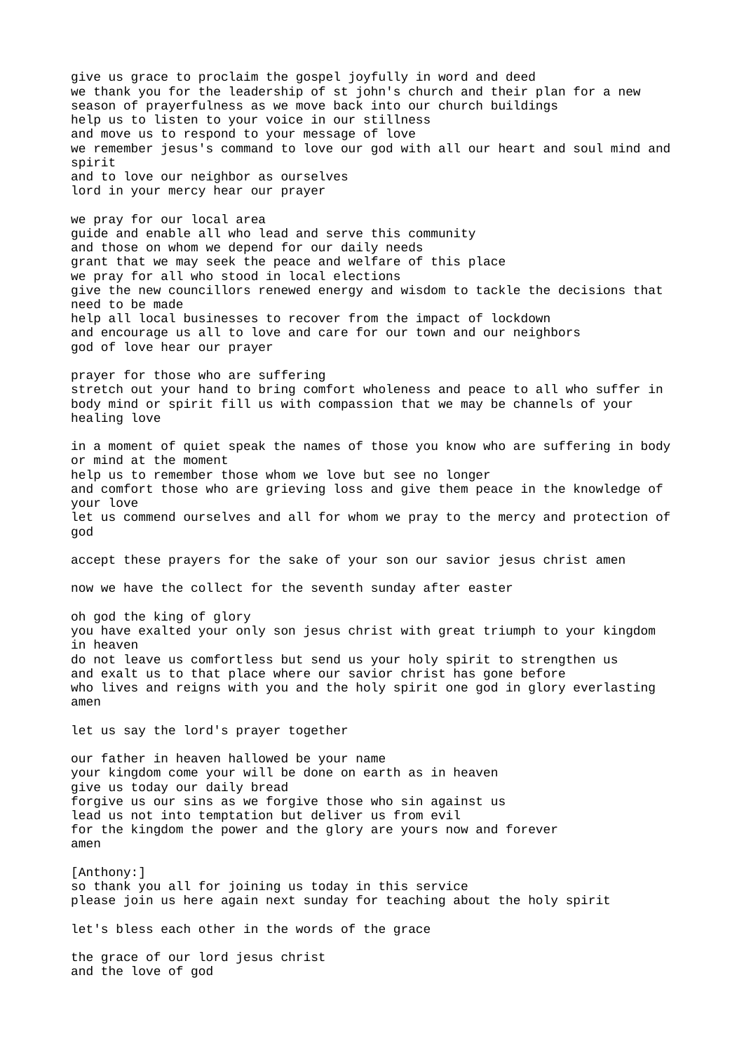give us grace to proclaim the gospel joyfully in word and deed
we thank you for the leadership of st john's church and their plan for a new season of prayerfulness as we move back into our church buildings
help us to listen to your voice in our stillness
and move us to respond to your message of love
we remember jesus's command to love our god with all our heart and soul mind and spirit
and to love our neighbor as ourselves
lord in your mercy hear our prayer

we pray for our local area
guide and enable all who lead and serve this community
and those on whom we depend for our daily needs
grant that we may seek the peace and welfare of this place
we pray for all who stood in local elections
give the new councillors renewed energy and wisdom to tackle the decisions that need to be made
help all local businesses to recover from the impact of lockdown
and encourage us all to love and care for our town and our neighbors
god of love hear our prayer

prayer for those who are suffering
stretch out your hand to bring comfort wholeness and peace to all who suffer in body mind or spirit fill us with compassion that we may be channels of your healing love

in a moment of quiet speak the names of those you know who are suffering in body or mind at the moment
help us to remember those whom we love but see no longer
and comfort those who are grieving loss and give them peace in the knowledge of your love
let us commend ourselves and all for whom we pray to the mercy and protection of god

accept these prayers for the sake of your son our savior jesus christ amen

now we have the collect for the seventh sunday after easter

oh god the king of glory
you have exalted your only son jesus christ with great triumph to your kingdom in heaven
do not leave us comfortless but send us your holy spirit to strengthen us
and exalt us to that place where our savior christ has gone before
who lives and reigns with you and the holy spirit one god in glory everlasting
amen

let us say the lord's prayer together

our father in heaven hallowed be your name
your kingdom come your will be done on earth as in heaven
give us today our daily bread
forgive us our sins as we forgive those who sin against us
lead us not into temptation but deliver us from evil
for the kingdom the power and the glory are yours now and forever
amen

[Anthony:]
so thank you all for joining us today in this service
please join us here again next sunday for teaching about the holy spirit

let's bless each other in the words of the grace

the grace of our lord jesus christ
and the love of god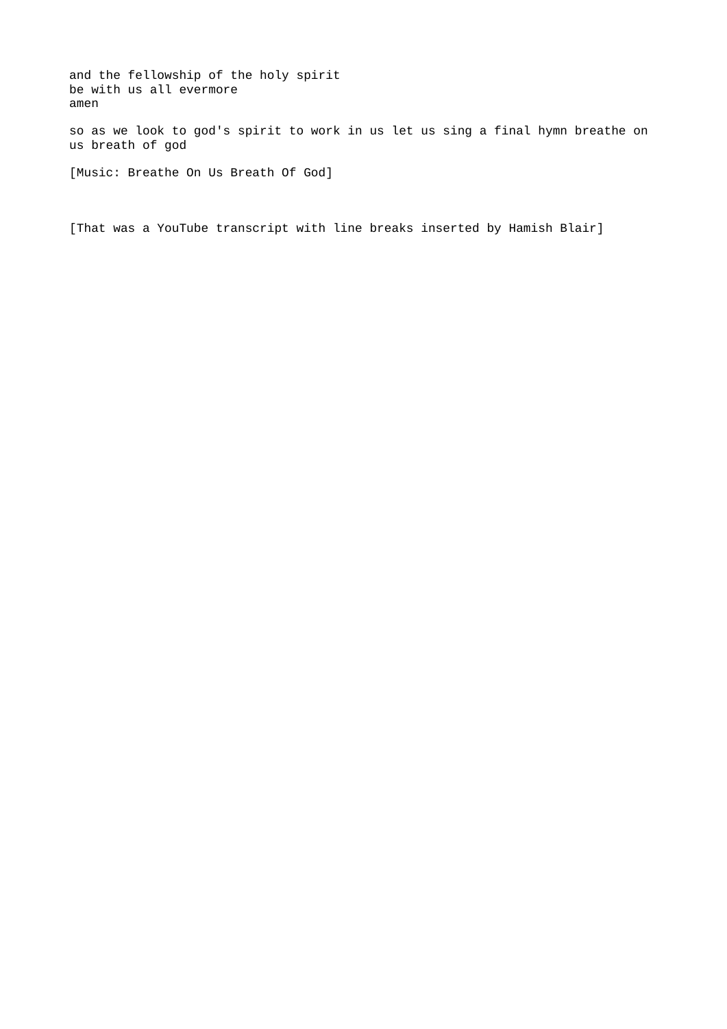and the fellowship of the holy spirit
be with us all evermore
amen

so as we look to god's spirit to work in us let us sing a final hymn breathe on us breath of god

[Music: Breathe On Us Breath Of God]

[That was a YouTube transcript with line breaks inserted by Hamish Blair]